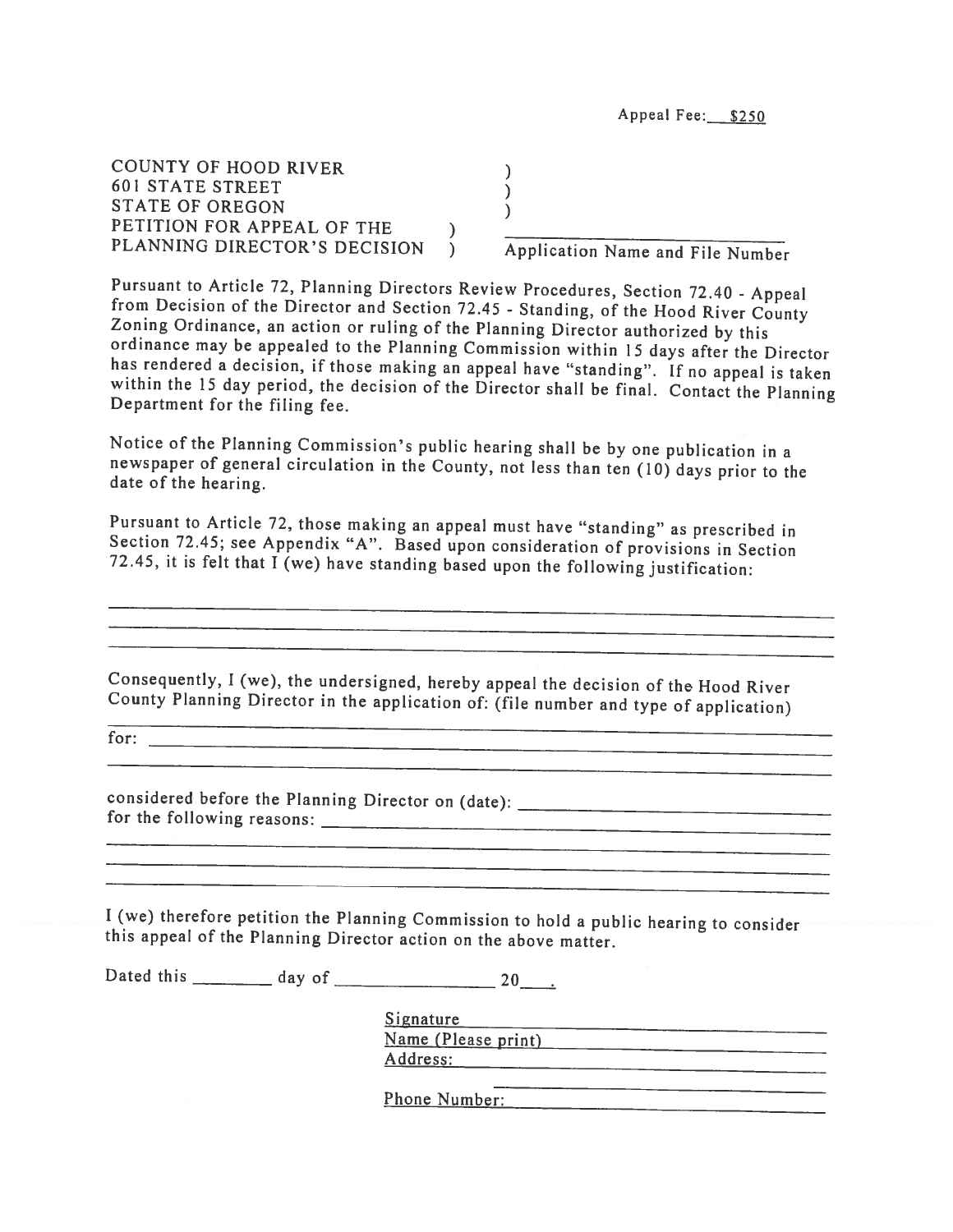Appeal Fee: $250

COUNTY OF HOOD RIVER )
601 STATE STREET )
STATE OF OREGON )
PETITION FOR APPEAL OF THE ) ______________________________
PLANNING DIRECTOR'S DECISION ) Application Name and File Number

Pursuant to Article 72, Planning Directors Review Procedures, Section 72.40 - Appeal from Decision of the Director and Section 72.45 - Standing, of the Hood River County Zoning Ordinance, an action or ruling of the Planning Director authorized by this ordinance may be appealed to the Planning Commission within 15 days after the Director has rendered a decision, if those making an appeal have "standing". If no appeal is taken within the 15 day period, the decision of the Director shall be final. Contact the Planning Department for the filing fee.

Notice of the Planning Commission's public hearing shall be by one publication in a newspaper of general circulation in the County, not less than ten (10) days prior to the date of the hearing.

Pursuant to Article 72, those making an appeal must have "standing" as prescribed in Section 72.45; see Appendix "A". Based upon consideration of provisions in Section 72.45, it is felt that I (we) have standing based upon the following justification:

______________________________________________________________________
______________________________________________________________________
______________________________________________________________________

Consequently, I (we), the undersigned, hereby appeal the decision of the Hood River County Planning Director in the application of: (file number and type of application)

______________________________________________________________________
for: __________________________________________________________________
______________________________________________________________________

considered before the Planning Director on (date): ____________________________
for the following reasons: ______________________________________________
______________________________________________________________________
______________________________________________________________________
______________________________________________________________________

I (we) therefore petition the Planning Commission to hold a public hearing to consider this appeal of the Planning Director action on the above matter.

Dated this ________ day of ________________ 20___.

Signature ______________________________
Name (Please print) ______________________
Address: _______________________________
_______________________________________
Phone Number: __________________________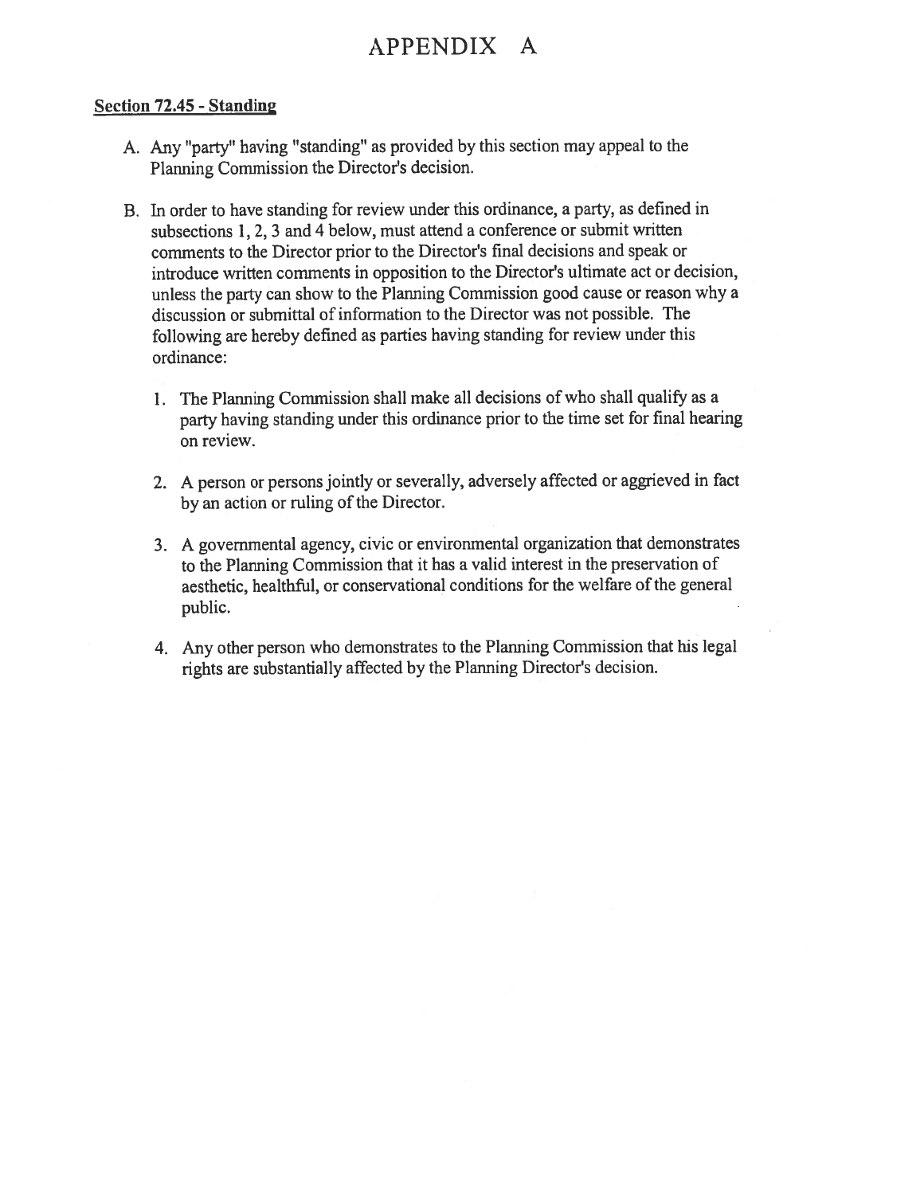# APPENDIX A

**Section 72.45 - Standing**

A. Any "party" having "standing" as provided by this section may appeal to the Planning Commission the Director's decision.

B. In order to have standing for review under this ordinance, a party, as defined in subsections 1, 2, 3 and 4 below, must attend a conference or submit written comments to the Director prior to the Director's final decisions and speak or introduce written comments in opposition to the Director's ultimate act or decision, unless the party can show to the Planning Commission good cause or reason why a discussion or submittal of information to the Director was not possible. The following are hereby defined as parties having standing for review under this ordinance:

   1. The Planning Commission shall make all decisions of who shall qualify as a party having standing under this ordinance prior to the time set for final hearing on review.

   2. A person or persons jointly or severally, adversely affected or aggrieved in fact by an action or ruling of the Director.

   3. A governmental agency, civic or environmental organization that demonstrates to the Planning Commission that it has a valid interest in the preservation of aesthetic, healthful, or conservational conditions for the welfare of the general public.

   4. Any other person who demonstrates to the Planning Commission that his legal rights are substantially affected by the Planning Director's decision.